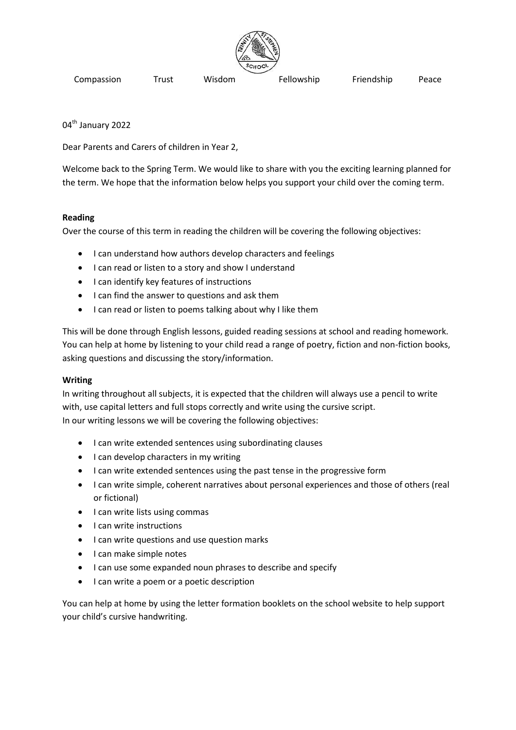Compassion Trust Wisdom Fellowship Friendship Peace

04th January 2022

Dear Parents and Carers of children in Year 2,

Welcome back to the Spring Term. We would like to share with you the exciting learning planned for the term. We hope that the information below helps you support your child over the coming term.

**Reading**

Over the course of this term in reading the children will be covering the following objectives:

- I can understand how authors develop characters and feelings
- I can read or listen to a story and show I understand
- I can identify key features of instructions
- I can find the answer to questions and ask them
- I can read or listen to poems talking about why I like them

This will be done through English lessons, guided reading sessions at school and reading homework. You can help at home by listening to your child read a range of poetry, fiction and non-fiction books, asking questions and discussing the story/information.

**Writing**

In writing throughout all subjects, it is expected that the children will always use a pencil to write with, use capital letters and full stops correctly and write using the cursive script.
In our writing lessons we will be covering the following objectives:

- I can write extended sentences using subordinating clauses
- I can develop characters in my writing
- I can write extended sentences using the past tense in the progressive form
- I can write simple, coherent narratives about personal experiences and those of others (real or fictional)
- I can write lists using commas
- I can write instructions
- I can write questions and use question marks
- I can make simple notes
- I can use some expanded noun phrases to describe and specify
- I can write a poem or a poetic description

You can help at home by using the letter formation booklets on the school website to help support your child's cursive handwriting.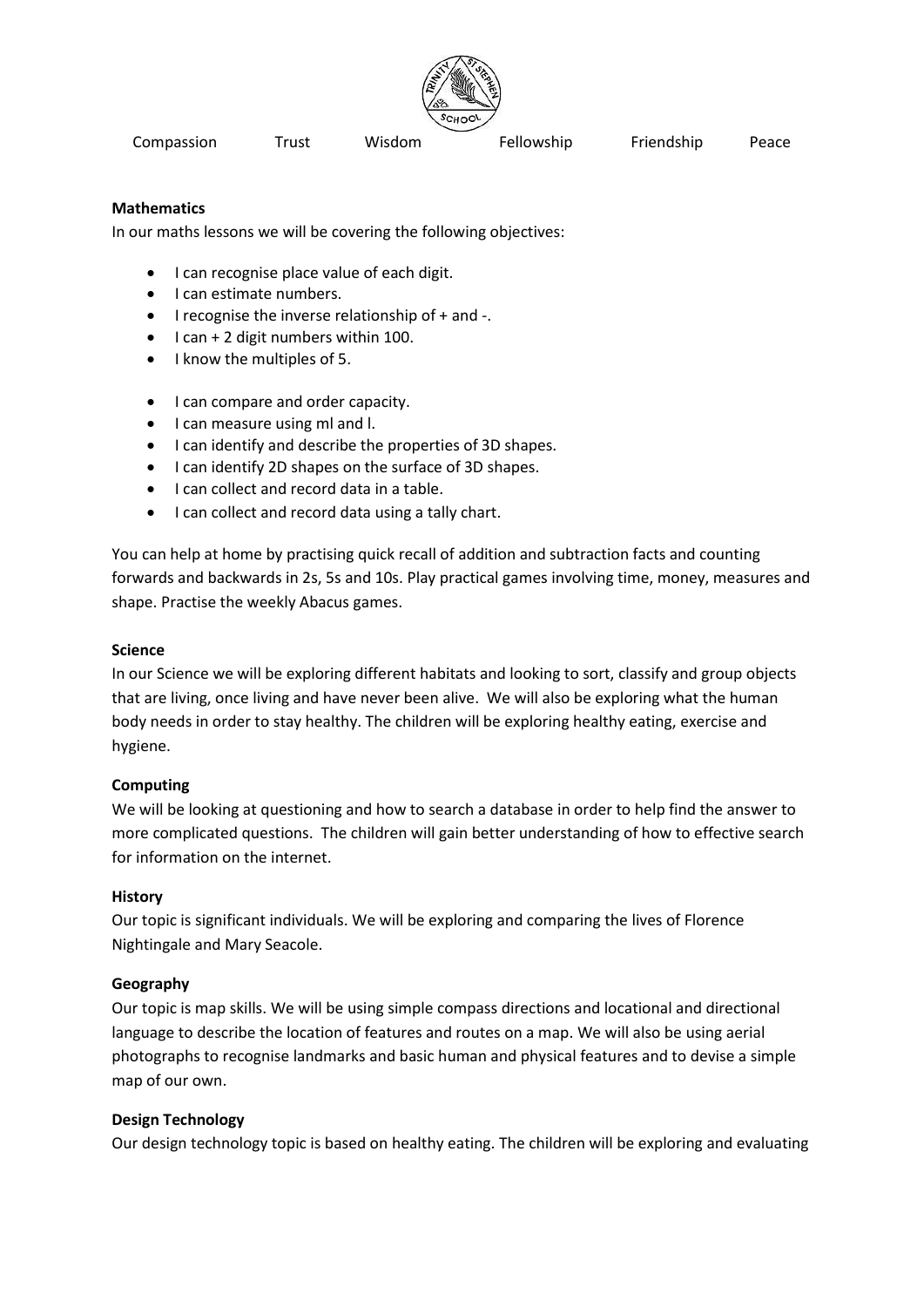Compassion Trust Wisdom Fellowship Friendship Peace

**Mathematics**

In our maths lessons we will be covering the following objectives:

- I can recognise place value of each digit.
- I can estimate numbers.
- I recognise the inverse relationship of + and -.
- I can + 2 digit numbers within 100.
- I know the multiples of 5.

- I can compare and order capacity.
- I can measure using ml and l.
- I can identify and describe the properties of 3D shapes.
- I can identify 2D shapes on the surface of 3D shapes.
- I can collect and record data in a table.
- I can collect and record data using a tally chart.

You can help at home by practising quick recall of addition and subtraction facts and counting forwards and backwards in 2s, 5s and 10s. Play practical games involving time, money, measures and shape. Practise the weekly Abacus games.

**Science**

In our Science we will be exploring different habitats and looking to sort, classify and group objects that are living, once living and have never been alive. We will also be exploring what the human body needs in order to stay healthy. The children will be exploring healthy eating, exercise and hygiene.

**Computing**

We will be looking at questioning and how to search a database in order to help find the answer to more complicated questions. The children will gain better understanding of how to effective search for information on the internet.

**History**

Our topic is significant individuals. We will be exploring and comparing the lives of Florence Nightingale and Mary Seacole.

**Geography**

Our topic is map skills. We will be using simple compass directions and locational and directional language to describe the location of features and routes on a map. We will also be using aerial photographs to recognise landmarks and basic human and physical features and to devise a simple map of our own.

**Design Technology**

Our design technology topic is based on healthy eating. The children will be exploring and evaluating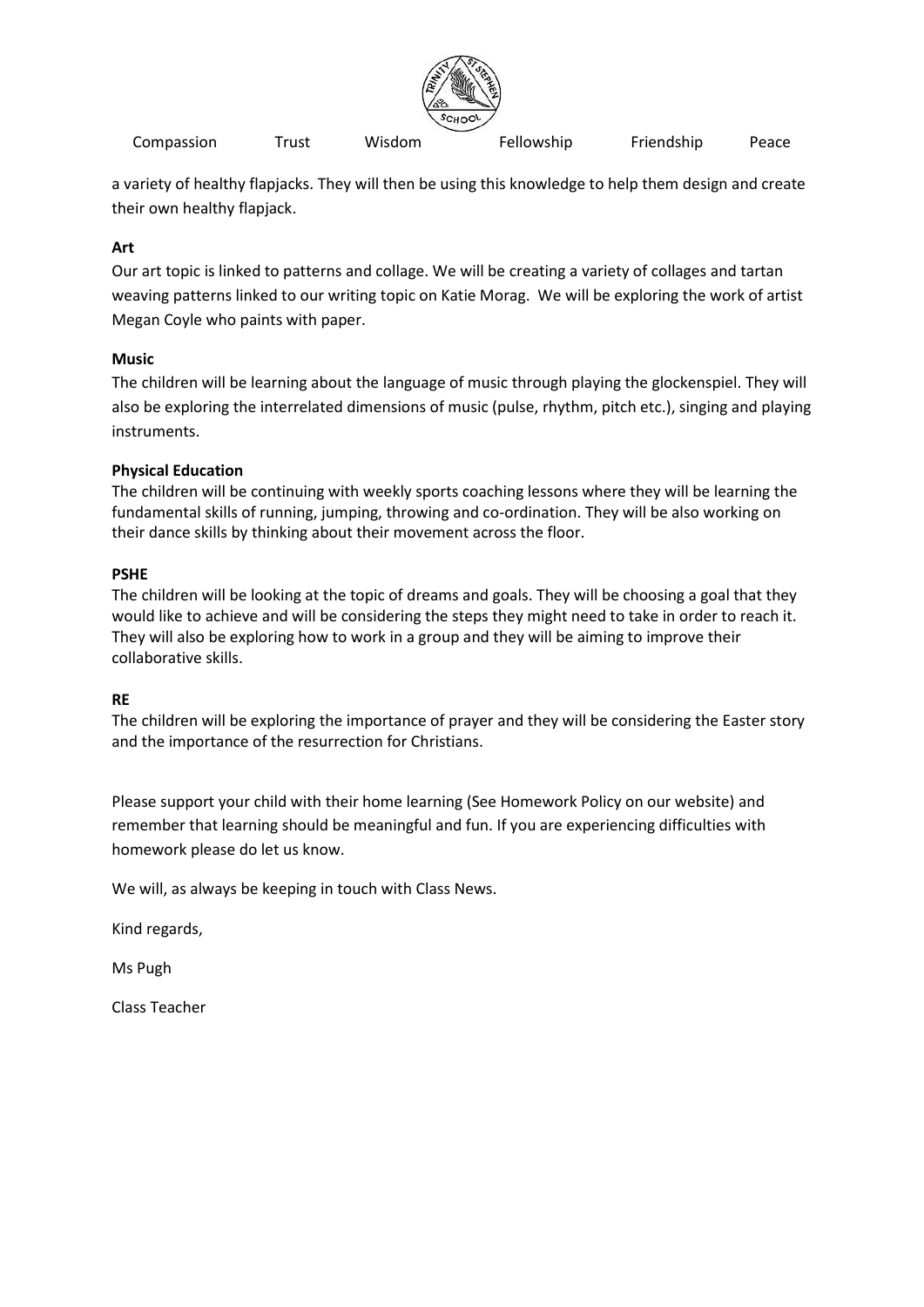a variety of healthy flapjacks. They will then be using this knowledge to help them design and create their own healthy flapjack.

**Art**

Our art topic is linked to patterns and collage. We will be creating a variety of collages and tartan weaving patterns linked to our writing topic on Katie Morag. We will be exploring the work of artist Megan Coyle who paints with paper.

**Music**

The children will be learning about the language of music through playing the glockenspiel. They will also be exploring the interrelated dimensions of music (pulse, rhythm, pitch etc.), singing and playing instruments.

**Physical Education**

The children will be continuing with weekly sports coaching lessons where they will be learning the fundamental skills of running, jumping, throwing and co-ordination. They will be also working on their dance skills by thinking about their movement across the floor.

**PSHE**

The children will be looking at the topic of dreams and goals. They will be choosing a goal that they would like to achieve and will be considering the steps they might need to take in order to reach it. They will also be exploring how to work in a group and they will be aiming to improve their collaborative skills.

**RE**

The children will be exploring the importance of prayer and they will be considering the Easter story and the importance of the resurrection for Christians.

Please support your child with their home learning (See Homework Policy on our website) and remember that learning should be meaningful and fun. If you are experiencing difficulties with homework please do let us know.

We will, as always be keeping in touch with Class News.

Kind regards,

Ms Pugh

Class Teacher